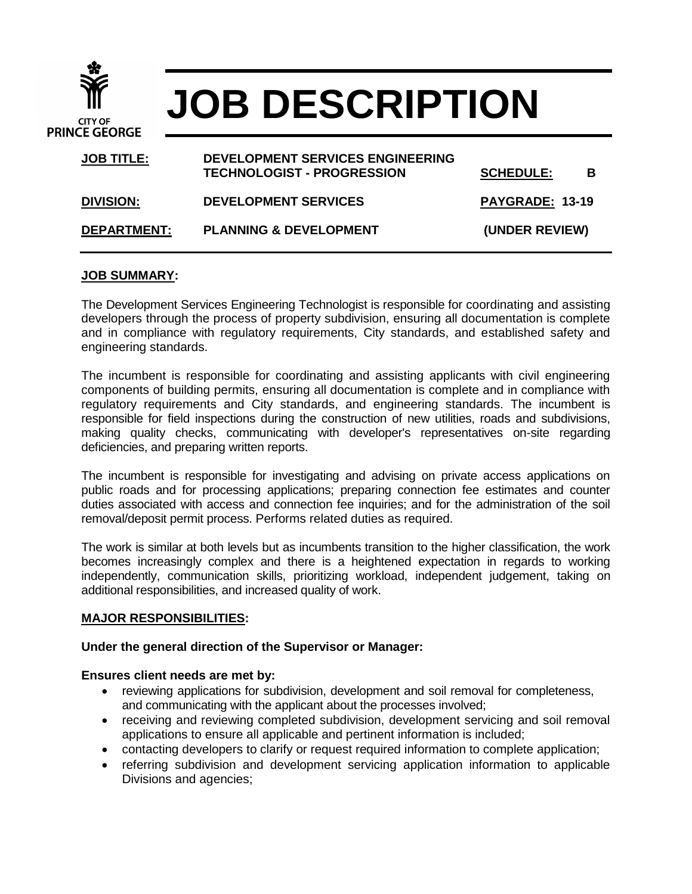CITY OF PRINCE GEORGE

# JOB DESCRIPTION

| **JOB TITLE:** | **DEVELOPMENT SERVICES ENGINEERING TECHNOLOGIST - PROGRESSION** | **SCHEDULE:** | **B** |
|---|---|---|---|
| **DIVISION:** | **DEVELOPMENT SERVICES** | **PAYGRADE: 13-19** | |
| **DEPARTMENT:** | **PLANNING & DEVELOPMENT** | **(UNDER REVIEW)** | |

## JOB SUMMARY:

The Development Services Engineering Technologist is responsible for coordinating and assisting developers through the process of property subdivision, ensuring all documentation is complete and in compliance with regulatory requirements, City standards, and established safety and engineering standards.

The incumbent is responsible for coordinating and assisting applicants with civil engineering components of building permits, ensuring all documentation is complete and in compliance with regulatory requirements and City standards, and engineering standards. The incumbent is responsible for field inspections during the construction of new utilities, roads and subdivisions, making quality checks, communicating with developer's representatives on-site regarding deficiencies, and preparing written reports.

The incumbent is responsible for investigating and advising on private access applications on public roads and for processing applications; preparing connection fee estimates and counter duties associated with access and connection fee inquiries; and for the administration of the soil removal/deposit permit process. Performs related duties as required.

The work is similar at both levels but as incumbents transition to the higher classification, the work becomes increasingly complex and there is a heightened expectation in regards to working independently, communication skills, prioritizing workload, independent judgement, taking on additional responsibilities, and increased quality of work.

## MAJOR RESPONSIBILITIES:

**Under the general direction of the Supervisor or Manager:**

**Ensures client needs are met by:**

- reviewing applications for subdivision, development and soil removal for completeness, and communicating with the applicant about the processes involved;
- receiving and reviewing completed subdivision, development servicing and soil removal applications to ensure all applicable and pertinent information is included;
- contacting developers to clarify or request required information to complete application;
- referring subdivision and development servicing application information to applicable Divisions and agencies;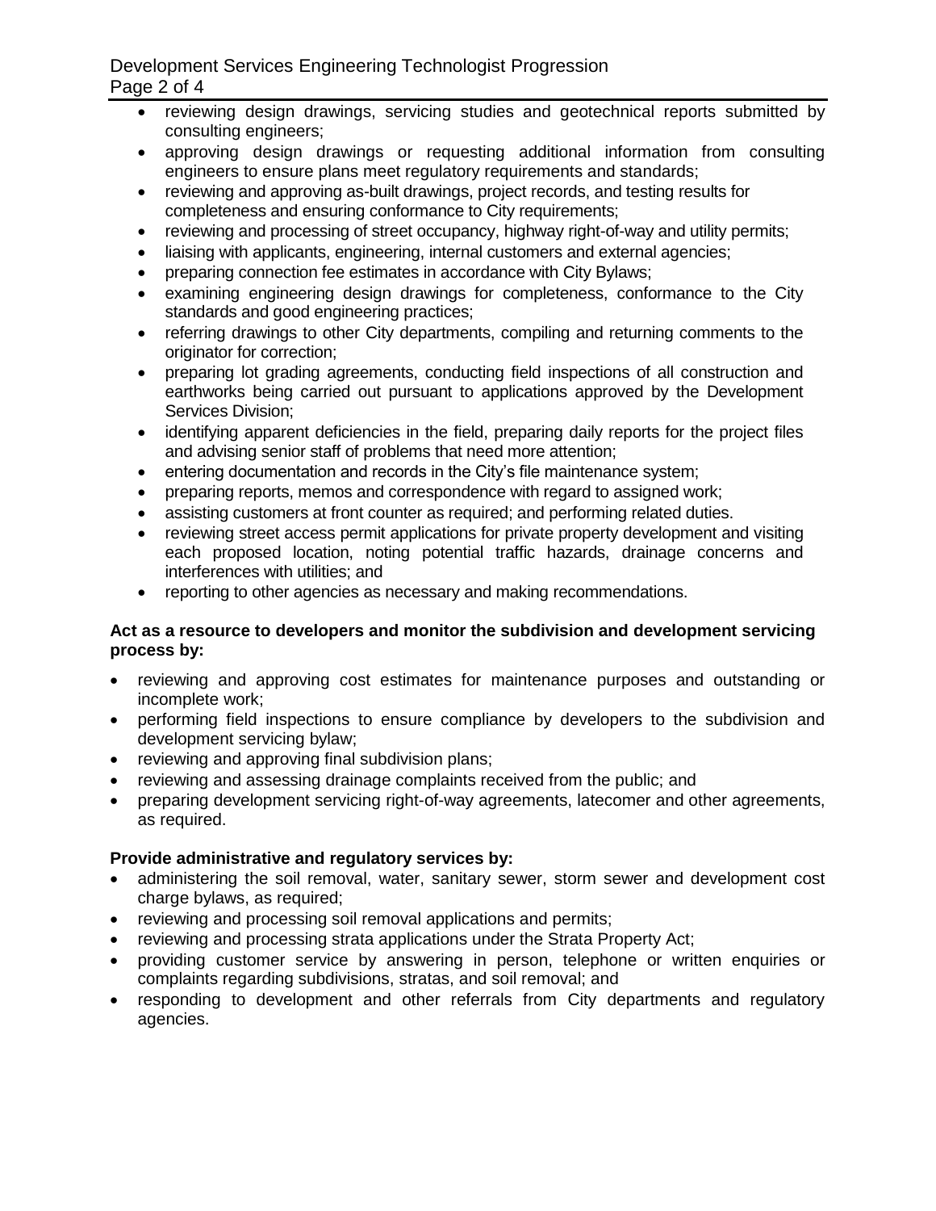- reviewing design drawings, servicing studies and geotechnical reports submitted by consulting engineers;
- approving design drawings or requesting additional information from consulting engineers to ensure plans meet regulatory requirements and standards;
- reviewing and approving as-built drawings, project records, and testing results for completeness and ensuring conformance to City requirements;
- reviewing and processing of street occupancy, highway right-of-way and utility permits;
- liaising with applicants, engineering, internal customers and external agencies;
- preparing connection fee estimates in accordance with City Bylaws;
- examining engineering design drawings for completeness, conformance to the City standards and good engineering practices;
- referring drawings to other City departments, compiling and returning comments to the originator for correction;
- preparing lot grading agreements, conducting field inspections of all construction and earthworks being carried out pursuant to applications approved by the Development Services Division;
- identifying apparent deficiencies in the field, preparing daily reports for the project files and advising senior staff of problems that need more attention;
- entering documentation and records in the City's file maintenance system;
- preparing reports, memos and correspondence with regard to assigned work;
- assisting customers at front counter as required; and performing related duties.
- reviewing street access permit applications for private property development and visiting each proposed location, noting potential traffic hazards, drainage concerns and interferences with utilities; and
- reporting to other agencies as necessary and making recommendations.

**Act as a resource to developers and monitor the subdivision and development servicing process by:**

- reviewing and approving cost estimates for maintenance purposes and outstanding or incomplete work;
- performing field inspections to ensure compliance by developers to the subdivision and development servicing bylaw;
- reviewing and approving final subdivision plans;
- reviewing and assessing drainage complaints received from the public; and
- preparing development servicing right-of-way agreements, latecomer and other agreements, as required.

**Provide administrative and regulatory services by:**

- administering the soil removal, water, sanitary sewer, storm sewer and development cost charge bylaws, as required;
- reviewing and processing soil removal applications and permits;
- reviewing and processing strata applications under the Strata Property Act;
- providing customer service by answering in person, telephone or written enquiries or complaints regarding subdivisions, stratas, and soil removal; and
- responding to development and other referrals from City departments and regulatory agencies.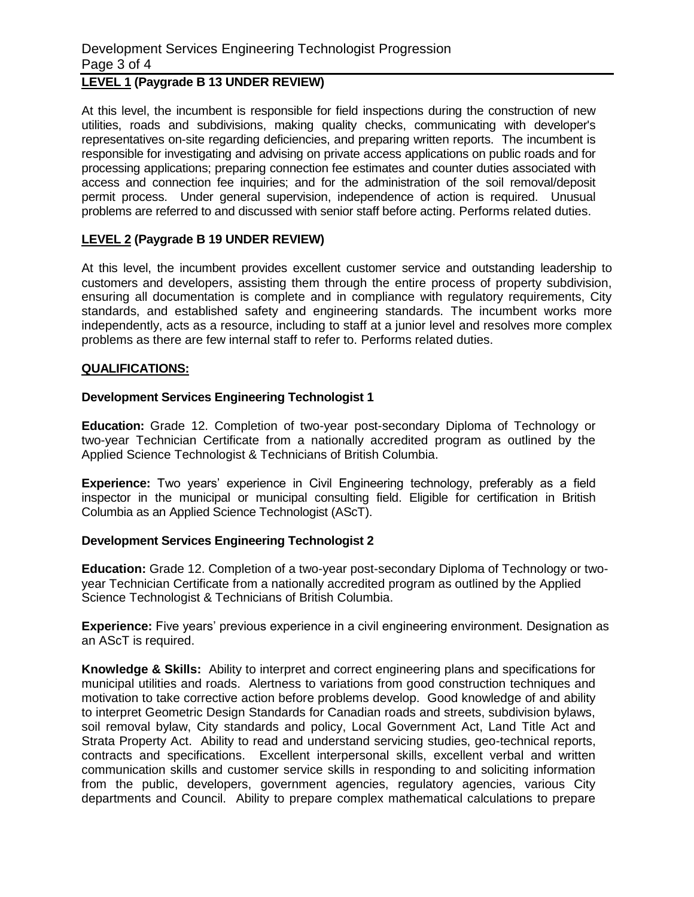**LEVEL 1 (Paygrade B 13 UNDER REVIEW)**

At this level, the incumbent is responsible for field inspections during the construction of new utilities, roads and subdivisions, making quality checks, communicating with developer's representatives on-site regarding deficiencies, and preparing written reports. The incumbent is responsible for investigating and advising on private access applications on public roads and for processing applications; preparing connection fee estimates and counter duties associated with access and connection fee inquiries; and for the administration of the soil removal/deposit permit process. Under general supervision, independence of action is required. Unusual problems are referred to and discussed with senior staff before acting. Performs related duties.

**LEVEL 2 (Paygrade B 19 UNDER REVIEW)**

At this level, the incumbent provides excellent customer service and outstanding leadership to customers and developers, assisting them through the entire process of property subdivision, ensuring all documentation is complete and in compliance with regulatory requirements, City standards, and established safety and engineering standards. The incumbent works more independently, acts as a resource, including to staff at a junior level and resolves more complex problems as there are few internal staff to refer to. Performs related duties.

**QUALIFICATIONS:**

**Development Services Engineering Technologist 1**

**Education:** Grade 12. Completion of two-year post-secondary Diploma of Technology or two-year Technician Certificate from a nationally accredited program as outlined by the Applied Science Technologist & Technicians of British Columbia.

**Experience:** Two years' experience in Civil Engineering technology, preferably as a field inspector in the municipal or municipal consulting field. Eligible for certification in British Columbia as an Applied Science Technologist (AScT).

**Development Services Engineering Technologist 2**

**Education:** Grade 12. Completion of a two-year post-secondary Diploma of Technology or two-year Technician Certificate from a nationally accredited program as outlined by the Applied Science Technologist & Technicians of British Columbia.

**Experience:** Five years' previous experience in a civil engineering environment. Designation as an AScT is required.

**Knowledge & Skills:** Ability to interpret and correct engineering plans and specifications for municipal utilities and roads. Alertness to variations from good construction techniques and motivation to take corrective action before problems develop. Good knowledge of and ability to interpret Geometric Design Standards for Canadian roads and streets, subdivision bylaws, soil removal bylaw, City standards and policy, Local Government Act, Land Title Act and Strata Property Act. Ability to read and understand servicing studies, geo-technical reports, contracts and specifications. Excellent interpersonal skills, excellent verbal and written communication skills and customer service skills in responding to and soliciting information from the public, developers, government agencies, regulatory agencies, various City departments and Council. Ability to prepare complex mathematical calculations to prepare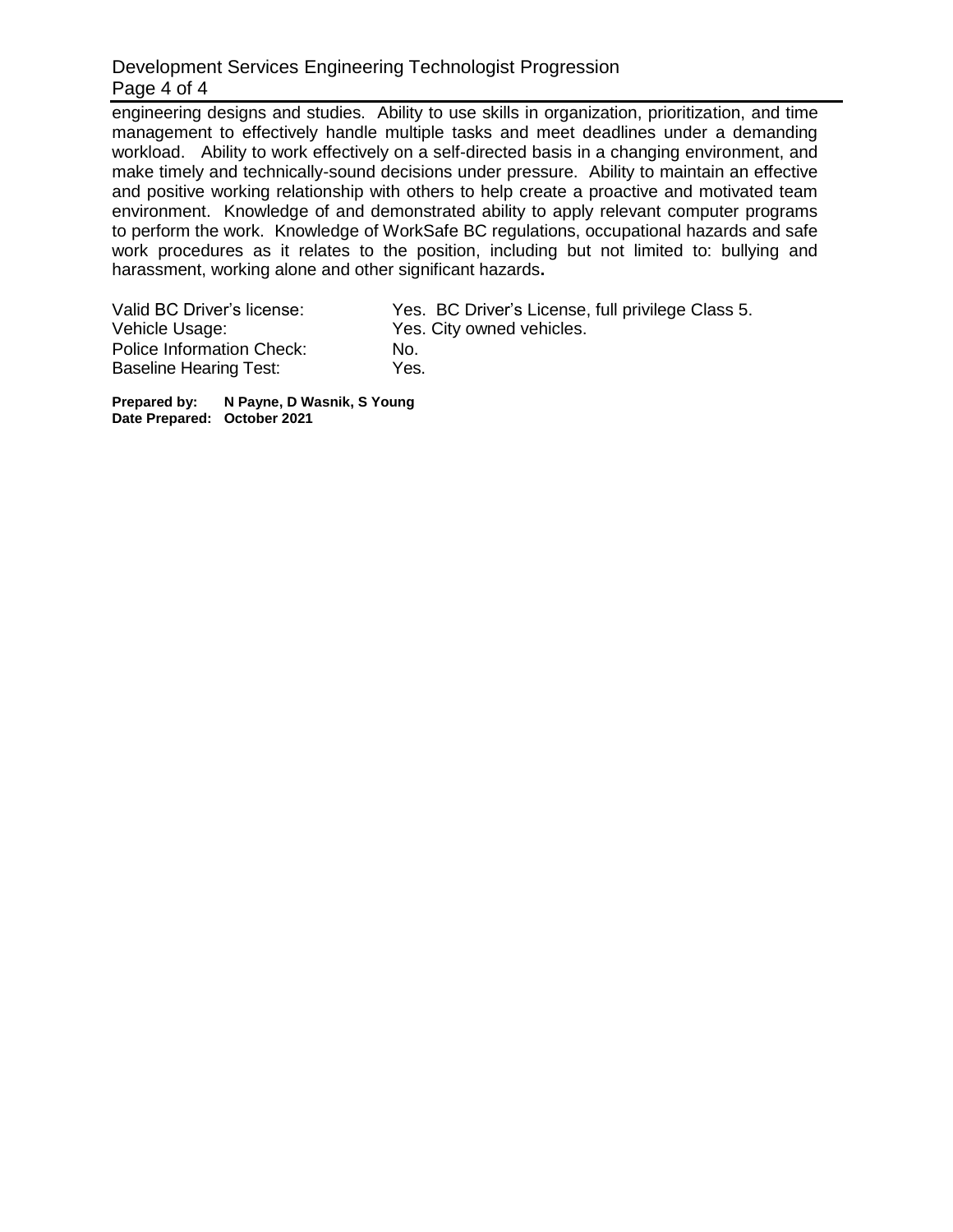engineering designs and studies. Ability to use skills in organization, prioritization, and time management to effectively handle multiple tasks and meet deadlines under a demanding workload. Ability to work effectively on a self-directed basis in a changing environment, and make timely and technically-sound decisions under pressure. Ability to maintain an effective and positive working relationship with others to help create a proactive and motivated team environment. Knowledge of and demonstrated ability to apply relevant computer programs to perform the work. Knowledge of WorkSafe BC regulations, occupational hazards and safe work procedures as it relates to the position, including but not limited to: bullying and harassment, working alone and other significant hazards**.**

| | |
|---|---|
| Valid BC Driver's license: | Yes. BC Driver's License, full privilege Class 5. |
| Vehicle Usage: | Yes. City owned vehicles. |
| Police Information Check: | No. |
| Baseline Hearing Test: | Yes. |

**Prepared by:** **N Payne, D Wasnik, S Young**
**Date Prepared:** **October 2021**